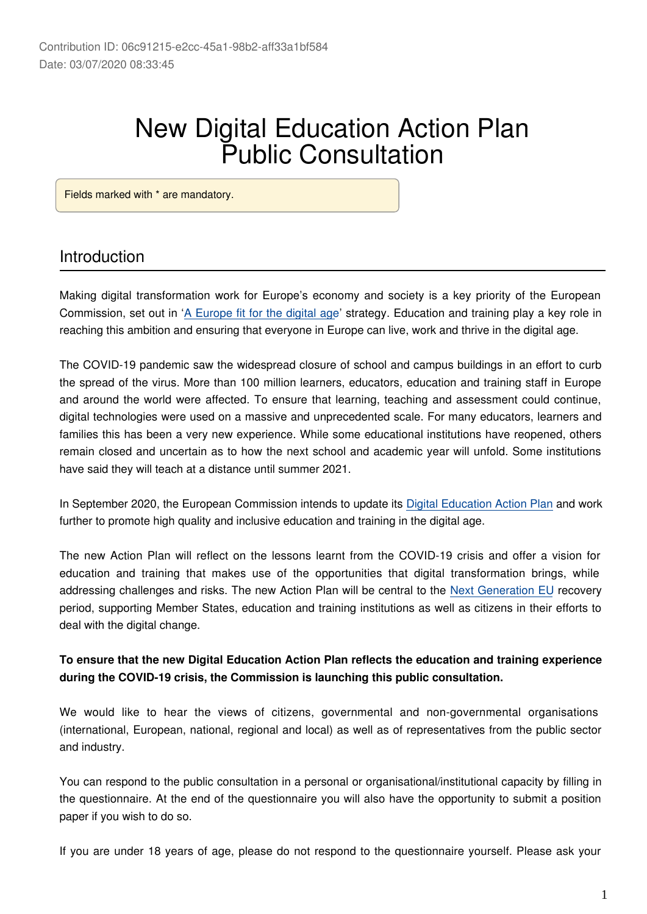Contribution ID: 06c91215-e2cc-45a1-98b2-aff33a1bf584
Date: 03/07/2020 08:33:45

# New Digital Education Action Plan Public Consultation

Fields marked with * are mandatory.

## Introduction

Making digital transformation work for Europe's economy and society is a key priority of the European Commission, set out in 'A Europe fit for the digital age' strategy. Education and training play a key role in reaching this ambition and ensuring that everyone in Europe can live, work and thrive in the digital age.

The COVID-19 pandemic saw the widespread closure of school and campus buildings in an effort to curb the spread of the virus. More than 100 million learners, educators, education and training staff in Europe and around the world were affected. To ensure that learning, teaching and assessment could continue, digital technologies were used on a massive and unprecedented scale. For many educators, learners and families this has been a very new experience. While some educational institutions have reopened, others remain closed and uncertain as to how the next school and academic year will unfold. Some institutions have said they will teach at a distance until summer 2021.

In September 2020, the European Commission intends to update its Digital Education Action Plan and work further to promote high quality and inclusive education and training in the digital age.

The new Action Plan will reflect on the lessons learnt from the COVID-19 crisis and offer a vision for education and training that makes use of the opportunities that digital transformation brings, while addressing challenges and risks. The new Action Plan will be central to the Next Generation EU recovery period, supporting Member States, education and training institutions as well as citizens in their efforts to deal with the digital change.

**To ensure that the new Digital Education Action Plan reflects the education and training experience during the COVID-19 crisis, the Commission is launching this public consultation.**

We would like to hear the views of citizens, governmental and non-governmental organisations (international, European, national, regional and local) as well as of representatives from the public sector and industry.

You can respond to the public consultation in a personal or organisational/institutional capacity by filling in the questionnaire. At the end of the questionnaire you will also have the opportunity to submit a position paper if you wish to do so.

If you are under 18 years of age, please do not respond to the questionnaire yourself. Please ask your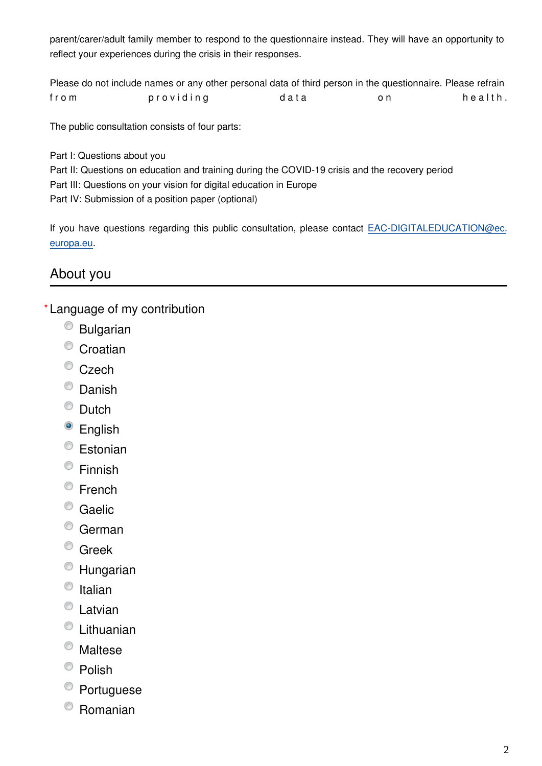parent/carer/adult family member to respond to the questionnaire instead. They will have an opportunity to reflect your experiences during the crisis in their responses.

Please do not include names or any other personal data of third person in the questionnaire. Please refrain from providing data on health.

The public consultation consists of four parts:

Part I: Questions about you
Part II: Questions on education and training during the COVID-19 crisis and the recovery period
Part III: Questions on your vision for digital education in Europe
Part IV: Submission of a position paper (optional)

If you have questions regarding this public consultation, please contact [EAC-DIGITALEDUCATION@ec.europa.eu](mailto:EAC-DIGITALEDUCATION@ec.europa.eu).

## About you

* Language of my contribution

- ○ Bulgarian
- ○ Croatian
- ○ Czech
- ○ Danish
- ○ Dutch
- ● English
- ○ Estonian
- ○ Finnish
- ○ French
- ○ Gaelic
- ○ German
- ○ Greek
- ○ Hungarian
- ○ Italian
- ○ Latvian
- ○ Lithuanian
- ○ Maltese
- ○ Polish
- ○ Portuguese
- ○ Romanian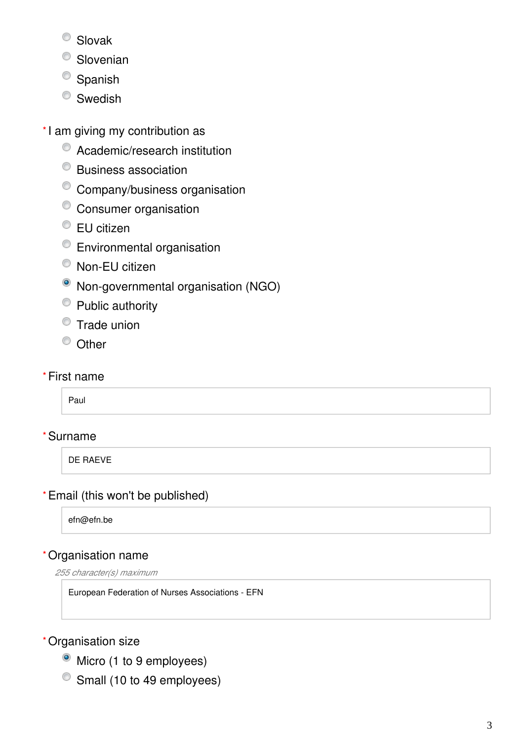- ( ) Slovak
- ( ) Slovenian
- ( ) Spanish
- ( ) Swedish

\* I am giving my contribution as

- ( ) Academic/research institution
- ( ) Business association
- ( ) Company/business organisation
- ( ) Consumer organisation
- ( ) EU citizen
- ( ) Environmental organisation
- ( ) Non-EU citizen
- (•) Non-governmental organisation (NGO)
- ( ) Public authority
- ( ) Trade union
- ( ) Other

\* First name

Paul

\* Surname

DE RAEVE

\* Email (this won't be published)

efn@efn.be

\* Organisation name

*255 character(s) maximum*

European Federation of Nurses Associations - EFN

\* Organisation size

- (•) Micro (1 to 9 employees)
- ( ) Small (10 to 49 employees)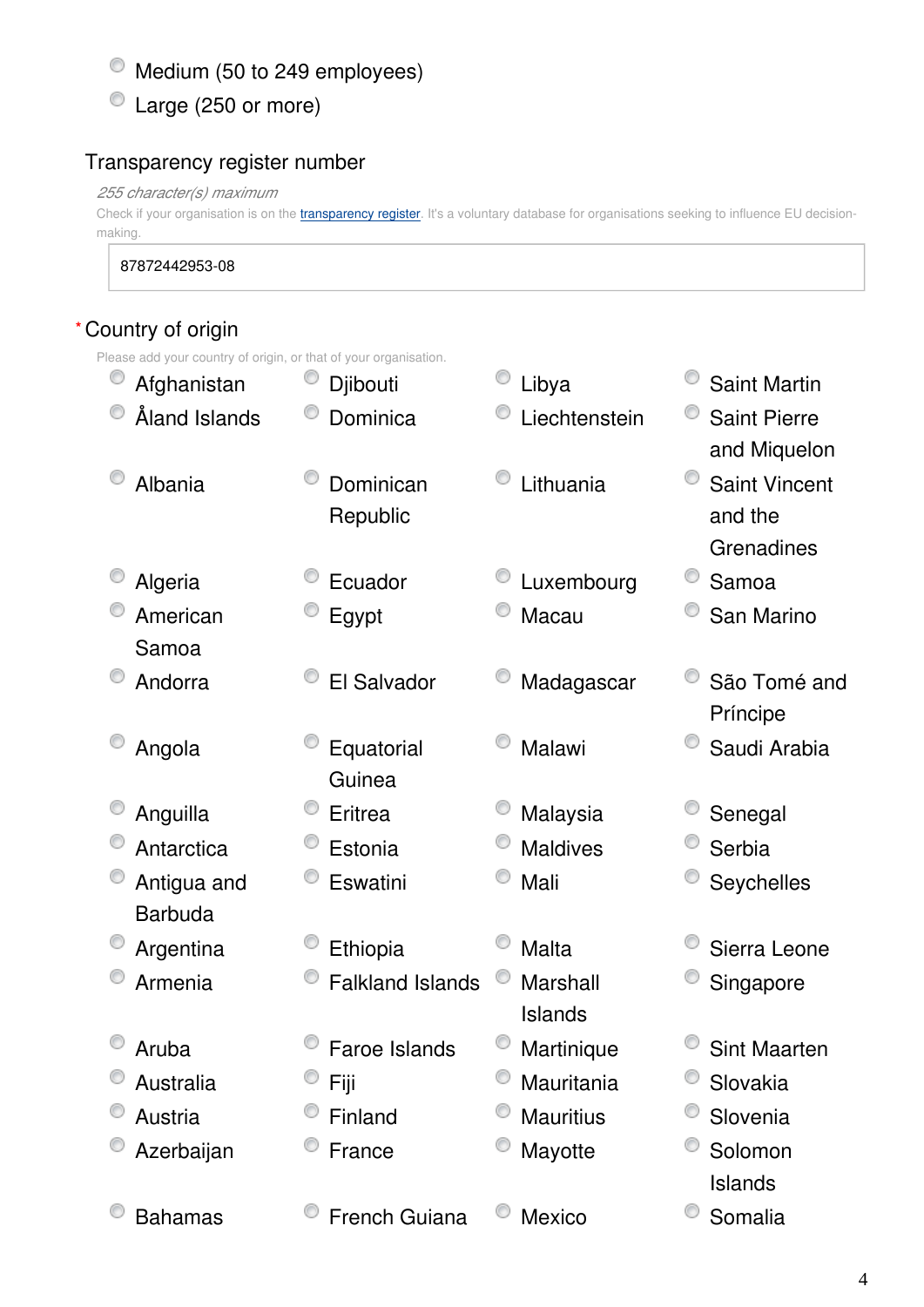- Medium (50 to 249 employees)
- Large (250 or more)

Transparency register number

*255 character(s) maximum*

Check if your organisation is on the transparency register. It's a voluntary database for organisations seeking to influence EU decision-making.

87872442953-08

\* Country of origin

Please add your country of origin, or that of your organisation.

- Afghanistan
- Åland Islands
- Albania
- Algeria
- American Samoa
- Andorra
- Angola
- Anguilla
- Antarctica
- Antigua and Barbuda
- Argentina
- Armenia
- Aruba
- Australia
- Austria
- Azerbaijan
- Bahamas
- Djibouti
- Dominica
- Dominican Republic
- Ecuador
- Egypt
- El Salvador
- Equatorial Guinea
- Eritrea
- Estonia
- Eswatini
- Ethiopia
- Falkland Islands
- Faroe Islands
- Fiji
- Finland
- France
- French Guiana
- Libya
- Liechtenstein
- Lithuania
- Luxembourg
- Macau
- Madagascar
- Malawi
- Malaysia
- Maldives
- Mali
- Malta
- Marshall Islands
- Martinique
- Mauritania
- Mauritius
- Mayotte
- Mexico
- Saint Martin
- Saint Pierre and Miquelon
- Saint Vincent and the Grenadines
- Samoa
- San Marino
- São Tomé and Príncipe
- Saudi Arabia
- Senegal
- Serbia
- Seychelles
- Sierra Leone
- Singapore
- Sint Maarten
- Slovakia
- Slovenia
- Solomon Islands
- Somalia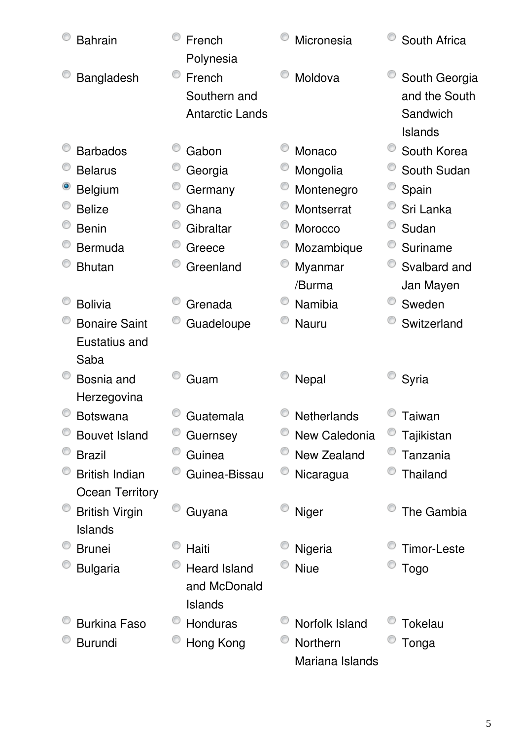- ( ) Bahrain
- ( ) Bangladesh
- ( ) Barbados
- ( ) Belarus
- (x) Belgium
- ( ) Belize
- ( ) Benin
- ( ) Bermuda
- ( ) Bhutan
- ( ) Bolivia
- ( ) Bonaire Saint Eustatius and Saba
- ( ) Bosnia and Herzegovina
- ( ) Botswana
- ( ) Bouvet Island
- ( ) Brazil
- ( ) British Indian Ocean Territory
- ( ) British Virgin Islands
- ( ) Brunei
- ( ) Bulgaria
- ( ) Burkina Faso
- ( ) Burundi
- ( ) French Polynesia
- ( ) French Southern and Antarctic Lands
- ( ) Gabon
- ( ) Georgia
- ( ) Germany
- ( ) Ghana
- ( ) Gibraltar
- ( ) Greece
- ( ) Greenland
- ( ) Grenada
- ( ) Guadeloupe
- ( ) Guam
- ( ) Guatemala
- ( ) Guernsey
- ( ) Guinea
- ( ) Guinea-Bissau
- ( ) Guyana
- ( ) Haiti
- ( ) Heard Island and McDonald Islands
- ( ) Honduras
- ( ) Hong Kong
- ( ) Micronesia
- ( ) Moldova
- ( ) Monaco
- ( ) Mongolia
- ( ) Montenegro
- ( ) Montserrat
- ( ) Morocco
- ( ) Mozambique
- ( ) Myanmar /Burma
- ( ) Namibia
- ( ) Nauru
- ( ) Nepal
- ( ) Netherlands
- ( ) New Caledonia
- ( ) New Zealand
- ( ) Nicaragua
- ( ) Niger
- ( ) Nigeria
- ( ) Niue
- ( ) Norfolk Island
- ( ) Northern Mariana Islands
- ( ) South Africa
- ( ) South Georgia and the South Sandwich Islands
- ( ) South Korea
- ( ) South Sudan
- ( ) Spain
- ( ) Sri Lanka
- ( ) Sudan
- ( ) Suriname
- ( ) Svalbard and Jan Mayen
- ( ) Sweden
- ( ) Switzerland
- ( ) Syria
- ( ) Taiwan
- ( ) Tajikistan
- ( ) Tanzania
- ( ) Thailand
- ( ) The Gambia
- ( ) Timor-Leste
- ( ) Togo
- ( ) Tokelau
- ( ) Tonga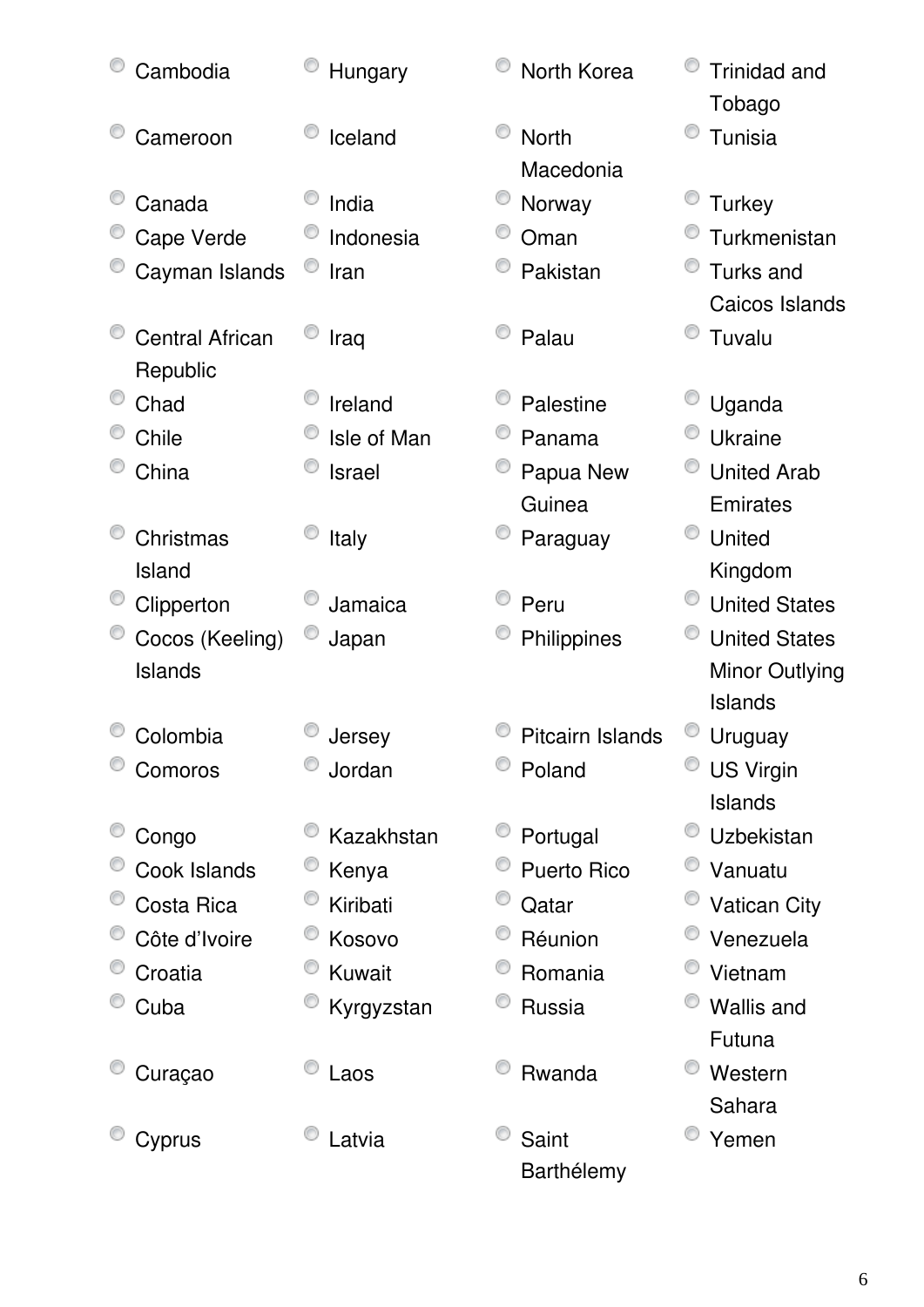- Cambodia
- Cameroon
- Canada
- Cape Verde
- Cayman Islands
- Central African Republic
- Chad
- Chile
- China
- Christmas Island
- Clipperton
- Cocos (Keeling) Islands
- Colombia
- Comoros
- Congo
- Cook Islands
- Costa Rica
- Côte d’Ivoire
- Croatia
- Cuba
- Curaçao
- Cyprus
- Hungary
- Iceland
- India
- Indonesia
- Iran
- Iraq
- Ireland
- Isle of Man
- Israel
- Italy
- Jamaica
- Japan
- Jersey
- Jordan
- Kazakhstan
- Kenya
- Kiribati
- Kosovo
- Kuwait
- Kyrgyzstan
- Laos
- Latvia
- North Korea
- North Macedonia
- Norway
- Oman
- Pakistan
- Palau
- Palestine
- Panama
- Papua New Guinea
- Paraguay
- Peru
- Philippines
- Pitcairn Islands
- Poland
- Portugal
- Puerto Rico
- Qatar
- Réunion
- Romania
- Russia
- Rwanda
- Saint Barthélemy
- Trinidad and Tobago
- Tunisia
- Turkey
- Turkmenistan
- Turks and Caicos Islands
- Tuvalu
- Uganda
- Ukraine
- United Arab Emirates
- United Kingdom
- United States
- United States Minor Outlying Islands
- Uruguay
- US Virgin Islands
- Uzbekistan
- Vanuatu
- Vatican City
- Venezuela
- Vietnam
- Wallis and Futuna
- Western Sahara
- Yemen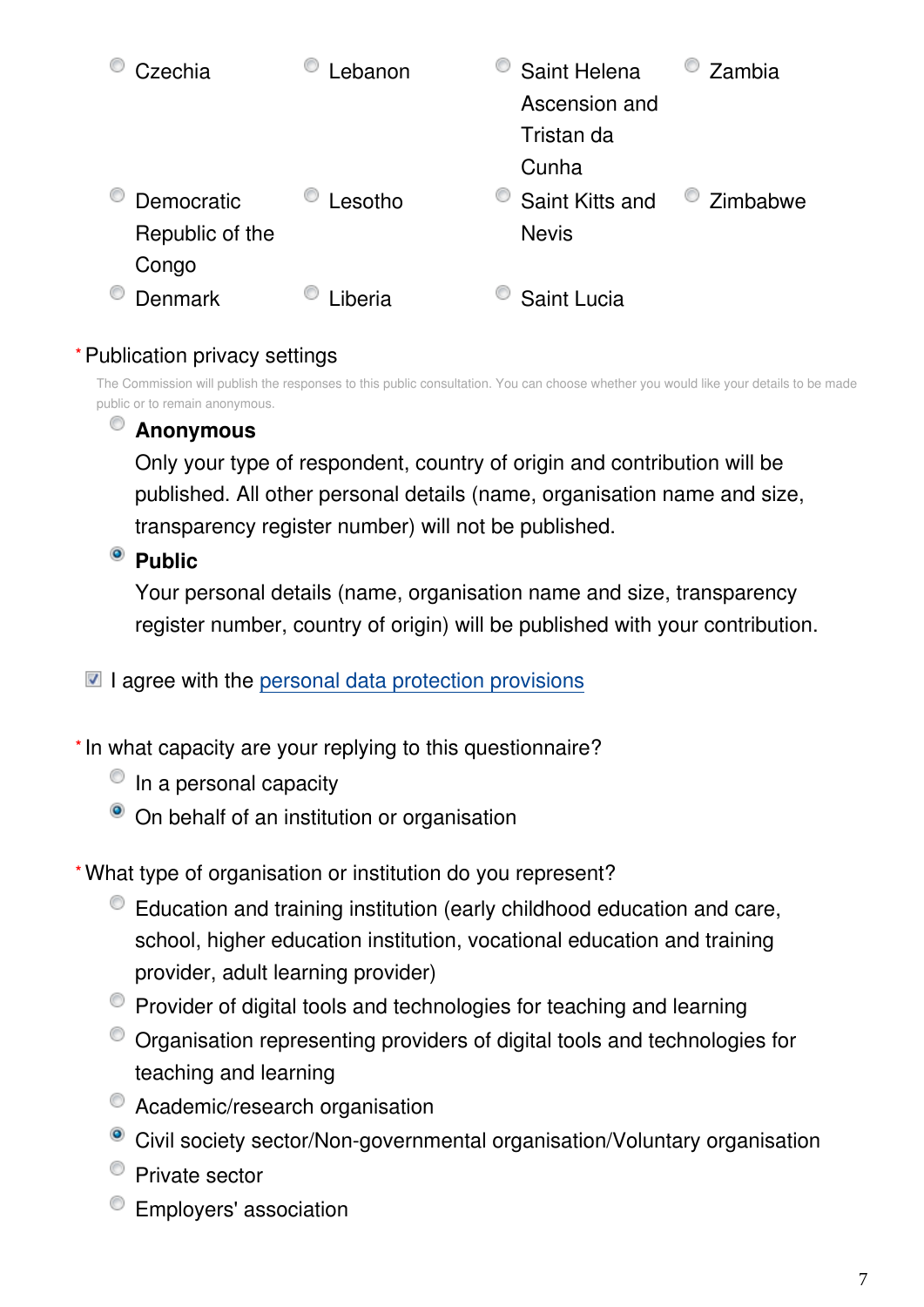- Czechia
- Lebanon
- Saint Helena Ascension and Tristan da Cunha
- Zambia
- Democratic Republic of the Congo
- Lesotho
- Saint Kitts and Nevis
- Zimbabwe
- Denmark
- Liberia
- Saint Lucia

\* Publication privacy settings

The Commission will publish the responses to this public consultation. You can choose whether you would like your details to be made public or to remain anonymous.

- **Anonymous**
  Only your type of respondent, country of origin and contribution will be published. All other personal details (name, organisation name and size, transparency register number) will not be published.
- (selected) **Public**
  Your personal details (name, organisation name and size, transparency register number, country of origin) will be published with your contribution.

☑ I agree with the personal data protection provisions

\* In what capacity are your replying to this questionnaire?

- In a personal capacity
- (selected) On behalf of an institution or organisation

\* What type of organisation or institution do you represent?

- Education and training institution (early childhood education and care, school, higher education institution, vocational education and training provider, adult learning provider)
- Provider of digital tools and technologies for teaching and learning
- Organisation representing providers of digital tools and technologies for teaching and learning
- Academic/research organisation
- (selected) Civil society sector/Non-governmental organisation/Voluntary organisation
- Private sector
- Employers' association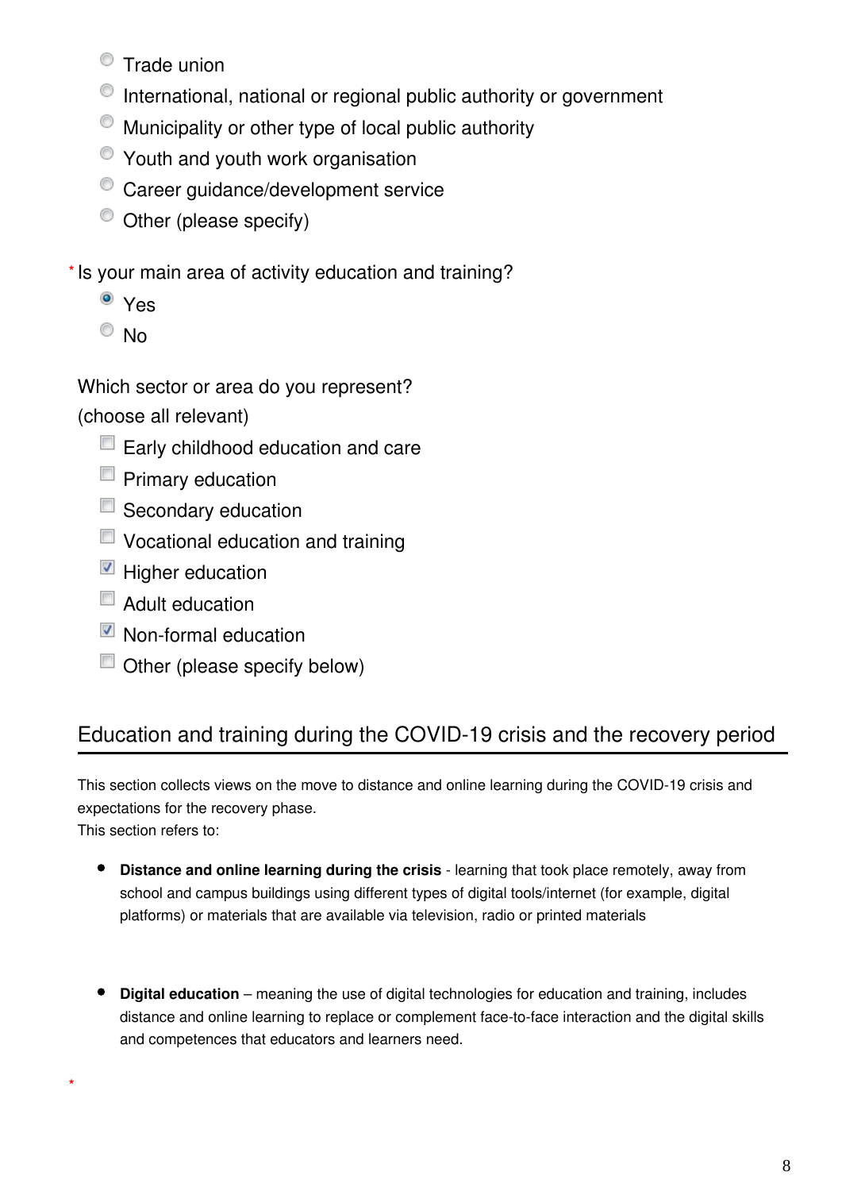- Trade union
- International, national or regional public authority or government
- Municipality or other type of local public authority
- Youth and youth work organisation
- Career guidance/development service
- Other (please specify)

\* Is your main area of activity education and training?

- (x) Yes
- ( ) No

Which sector or area do you represent?
(choose all relevant)

- [ ] Early childhood education and care
- [ ] Primary education
- [ ] Secondary education
- [ ] Vocational education and training
- [x] Higher education
- [ ] Adult education
- [x] Non-formal education
- [ ] Other (please specify below)

## Education and training during the COVID-19 crisis and the recovery period

This section collects views on the move to distance and online learning during the COVID-19 crisis and expectations for the recovery phase.
This section refers to:

- **Distance and online learning during the crisis** - learning that took place remotely, away from school and campus buildings using different types of digital tools/internet (for example, digital platforms) or materials that are available via television, radio or printed materials

- **Digital education** – meaning the use of digital technologies for education and training, includes distance and online learning to replace or complement face-to-face interaction and the digital skills and competences that educators and learners need.

\*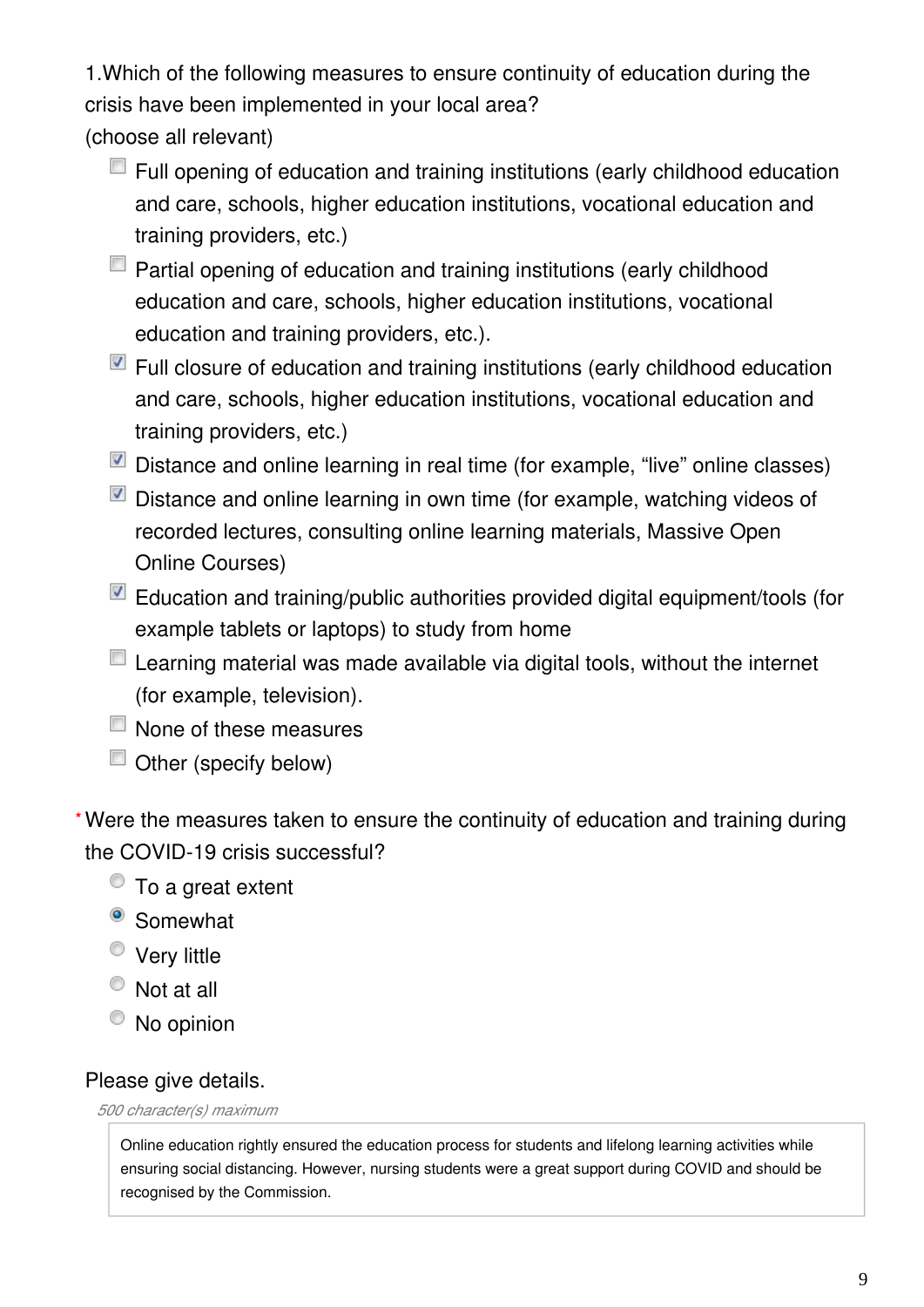1.Which of the following measures to ensure continuity of education during the crisis have been implemented in your local area?
(choose all relevant)

- [ ] Full opening of education and training institutions (early childhood education and care, schools, higher education institutions, vocational education and training providers, etc.)
- [ ] Partial opening of education and training institutions (early childhood education and care, schools, higher education institutions, vocational education and training providers, etc.).
- [x] Full closure of education and training institutions (early childhood education and care, schools, higher education institutions, vocational education and training providers, etc.)
- [x] Distance and online learning in real time (for example, "live" online classes)
- [x] Distance and online learning in own time (for example, watching videos of recorded lectures, consulting online learning materials, Massive Open Online Courses)
- [x] Education and training/public authorities provided digital equipment/tools (for example tablets or laptops) to study from home
- [ ] Learning material was made available via digital tools, without the internet (for example, television).
- [ ] None of these measures
- [ ] Other (specify below)

*Were the measures taken to ensure the continuity of education and training during the COVID-19 crisis successful?

- ( ) To a great extent
- (•) Somewhat
- ( ) Very little
- ( ) Not at all
- ( ) No opinion

Please give details.

*500 character(s) maximum*

Online education rightly ensured the education process for students and lifelong learning activities while ensuring social distancing. However, nursing students were a great support during COVID and should be recognised by the Commission.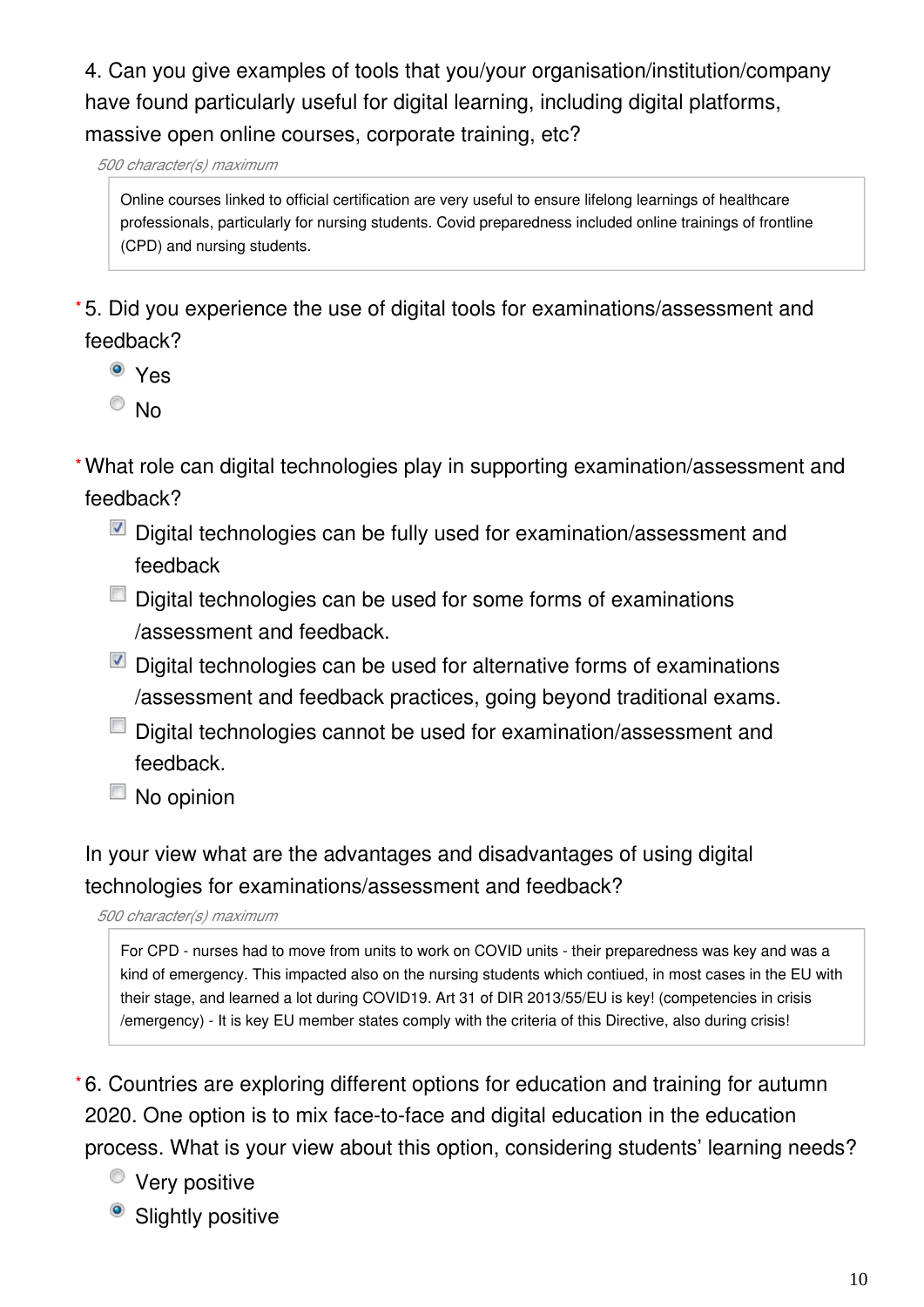4. Can you give examples of tools that you/your organisation/institution/company have found particularly useful for digital learning, including digital platforms, massive open online courses, corporate training, etc?

*500 character(s) maximum*

> Online courses linked to official certification are very useful to ensure lifelong learnings of healthcare professionals, particularly for nursing students. Covid preparedness included online trainings of frontline (CPD) and nursing students.

\* 5. Did you experience the use of digital tools for examinations/assessment and feedback?

- (x) Yes
- ( ) No

\* What role can digital technologies play in supporting examination/assessment and feedback?

- [x] Digital technologies can be fully used for examination/assessment and feedback
- [ ] Digital technologies can be used for some forms of examinations /assessment and feedback.
- [x] Digital technologies can be used for alternative forms of examinations /assessment and feedback practices, going beyond traditional exams.
- [ ] Digital technologies cannot be used for examination/assessment and feedback.
- [ ] No opinion

In your view what are the advantages and disadvantages of using digital technologies for examinations/assessment and feedback?

*500 character(s) maximum*

> For CPD - nurses had to move from units to work on COVID units - their preparedness was key and was a kind of emergency. This impacted also on the nursing students which contiued, in most cases in the EU with their stage, and learned a lot during COVID19. Art 31 of DIR 2013/55/EU is key! (competencies in crisis /emergency) - It is key EU member states comply with the criteria of this Directive, also during crisis!

\* 6. Countries are exploring different options for education and training for autumn 2020. One option is to mix face-to-face and digital education in the education process. What is your view about this option, considering students' learning needs?

- ( ) Very positive
- (x) Slightly positive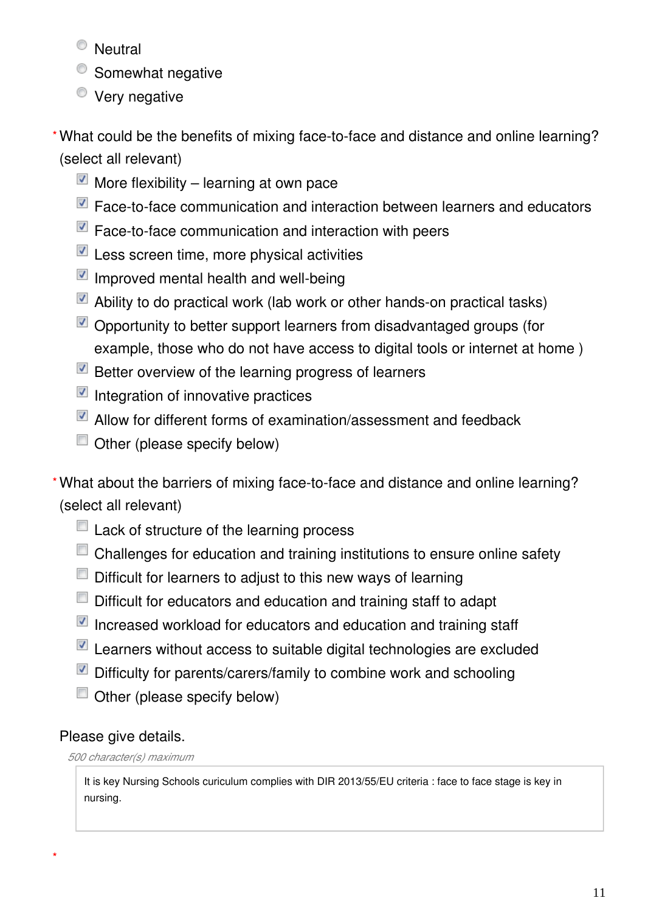- ( ) Neutral
- ( ) Somewhat negative
- ( ) Very negative

\* What could be the benefits of mixing face-to-face and distance and online learning? (select all relevant)

- [x] More flexibility – learning at own pace
- [x] Face-to-face communication and interaction between learners and educators
- [x] Face-to-face communication and interaction with peers
- [x] Less screen time, more physical activities
- [x] Improved mental health and well-being
- [x] Ability to do practical work (lab work or other hands-on practical tasks)
- [x] Opportunity to better support learners from disadvantaged groups (for example, those who do not have access to digital tools or internet at home )
- [x] Better overview of the learning progress of learners
- [x] Integration of innovative practices
- [x] Allow for different forms of examination/assessment and feedback
- [ ] Other (please specify below)

\* What about the barriers of mixing face-to-face and distance and online learning? (select all relevant)

- [ ] Lack of structure of the learning process
- [ ] Challenges for education and training institutions to ensure online safety
- [ ] Difficult for learners to adjust to this new ways of learning
- [ ] Difficult for educators and education and training staff to adapt
- [x] Increased workload for educators and education and training staff
- [x] Learners without access to suitable digital technologies are excluded
- [x] Difficulty for parents/carers/family to combine work and schooling
- [ ] Other (please specify below)

Please give details.

*500 character(s) maximum*

It is key Nursing Schools curiculum complies with DIR 2013/55/EU criteria : face to face stage is key in nursing.

\*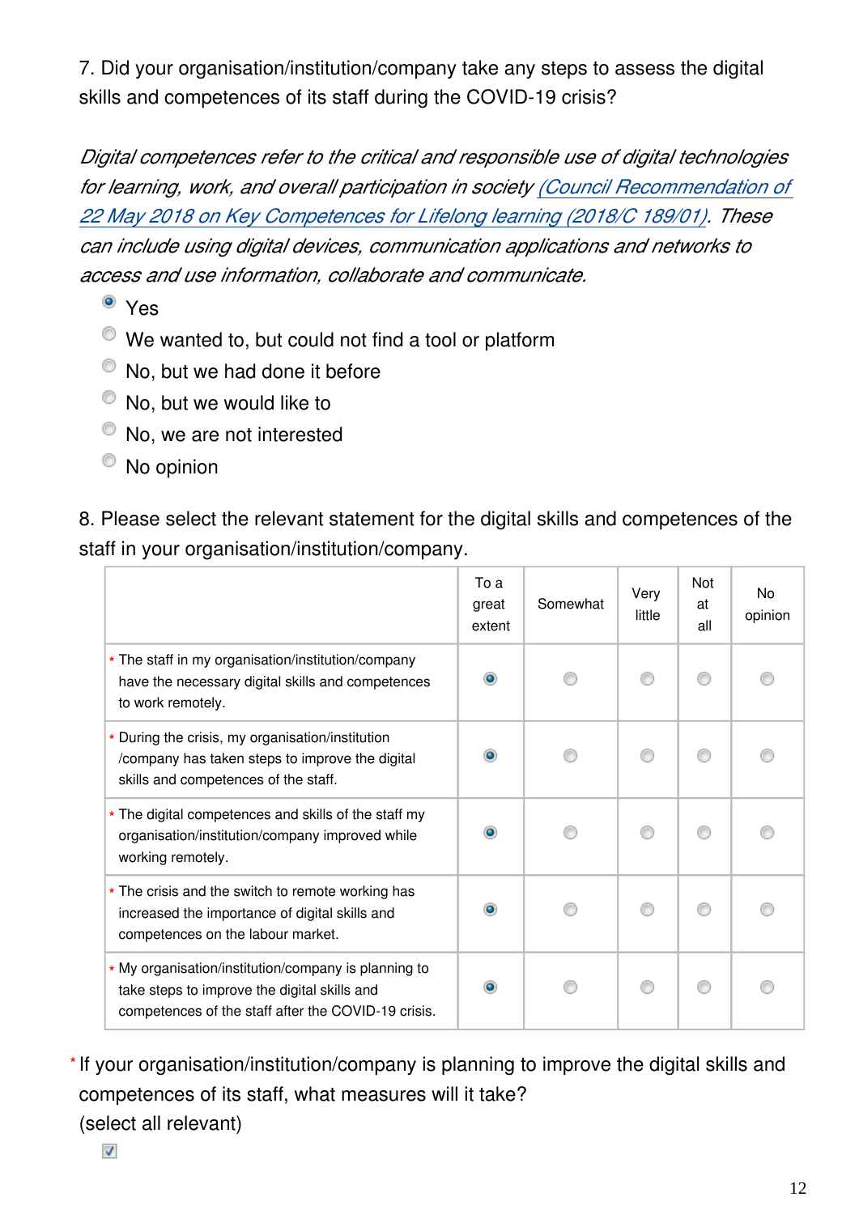7. Did your organisation/institution/company take any steps to assess the digital skills and competences of its staff during the COVID-19 crisis?

*Digital competences refer to the critical and responsible use of digital technologies for learning, work, and overall participation in society [(Council Recommendation of 22 May 2018 on Key Competences for Lifelong learning (2018/C 189/01)](). These can include using digital devices, communication applications and networks to access and use information, collaborate and communicate.*

- ◉ Yes
- ○ We wanted to, but could not find a tool or platform
- ○ No, but we had done it before
- ○ No, but we would like to
- ○ No, we are not interested
- ○ No opinion

8. Please select the relevant statement for the digital skills and competences of the staff in your organisation/institution/company.

| | To a great extent | Somewhat | Very little | Not at all | No opinion |
|---|---|---|---|---|---|
| * The staff in my organisation/institution/company have the necessary digital skills and competences to work remotely. | ◉ | ○ | ○ | ○ | ○ |
| * During the crisis, my organisation/institution /company has taken steps to improve the digital skills and competences of the staff. | ◉ | ○ | ○ | ○ | ○ |
| * The digital competences and skills of the staff my organisation/institution/company improved while working remotely. | ◉ | ○ | ○ | ○ | ○ |
| * The crisis and the switch to remote working has increased the importance of digital skills and competences on the labour market. | ◉ | ○ | ○ | ○ | ○ |
| * My organisation/institution/company is planning to take steps to improve the digital skills and competences of the staff after the COVID-19 crisis. | ◉ | ○ | ○ | ○ | ○ |

* If your organisation/institution/company is planning to improve the digital skills and competences of its staff, what measures will it take?
(select all relevant)

☑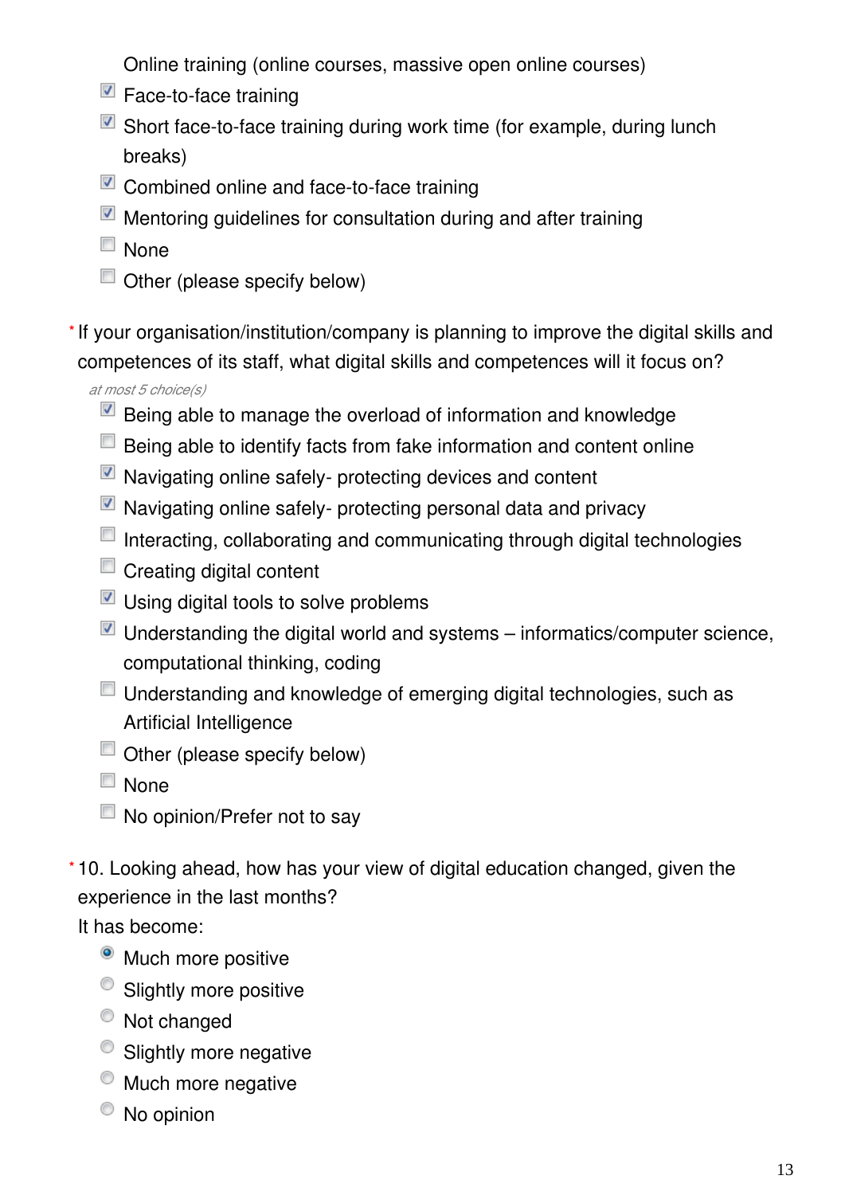Online training (online courses, massive open online courses)

- [x] Face-to-face training
- [x] Short face-to-face training during work time (for example, during lunch breaks)
- [x] Combined online and face-to-face training
- [x] Mentoring guidelines for consultation during and after training
- [ ] None
- [ ] Other (please specify below)

\* If your organisation/institution/company is planning to improve the digital skills and competences of its staff, what digital skills and competences will it focus on?

*at most 5 choice(s)*

- [x] Being able to manage the overload of information and knowledge
- [ ] Being able to identify facts from fake information and content online
- [x] Navigating online safely- protecting devices and content
- [x] Navigating online safely- protecting personal data and privacy
- [ ] Interacting, collaborating and communicating through digital technologies
- [ ] Creating digital content
- [x] Using digital tools to solve problems
- [x] Understanding the digital world and systems – informatics/computer science, computational thinking, coding
- [ ] Understanding and knowledge of emerging digital technologies, such as Artificial Intelligence
- [ ] Other (please specify below)
- [ ] None
- [ ] No opinion/Prefer not to say

\* 10. Looking ahead, how has your view of digital education changed, given the experience in the last months?
It has become:

- (●) Much more positive
- ( ) Slightly more positive
- ( ) Not changed
- ( ) Slightly more negative
- ( ) Much more negative
- ( ) No opinion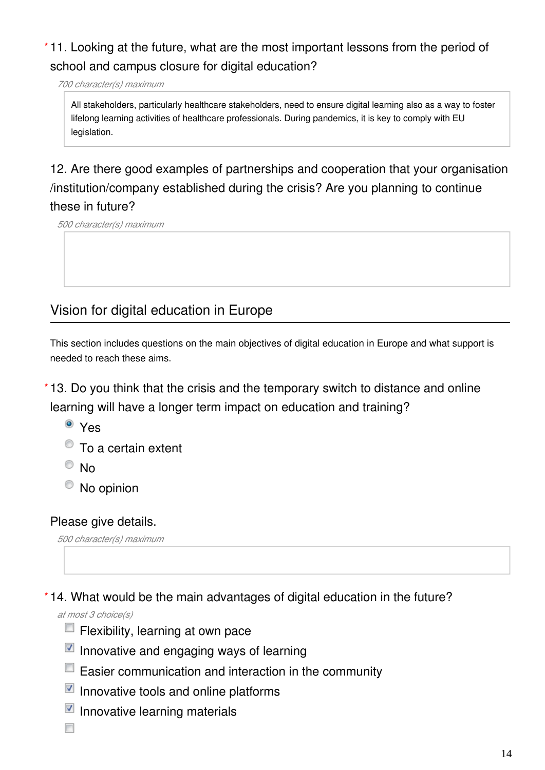\* 11. Looking at the future, what are the most important lessons from the period of school and campus closure for digital education?

*700 character(s) maximum*

All stakeholders, particularly healthcare stakeholders, need to ensure digital learning also as a way to foster lifelong learning activities of healthcare professionals. During pandemics, it is key to comply with EU legislation.

12. Are there good examples of partnerships and cooperation that your organisation /institution/company established during the crisis? Are you planning to continue these in future?

*500 character(s) maximum*

## Vision for digital education in Europe

This section includes questions on the main objectives of digital education in Europe and what support is needed to reach these aims.

\* 13. Do you think that the crisis and the temporary switch to distance and online learning will have a longer term impact on education and training?

- (x) Yes
- ( ) To a certain extent
- ( ) No
- ( ) No opinion

Please give details.

*500 character(s) maximum*

\* 14. What would be the main advantages of digital education in the future?

*at most 3 choice(s)*

- [ ] Flexibility, learning at own pace
- [x] Innovative and engaging ways of learning
- [ ] Easier communication and interaction in the community
- [x] Innovative tools and online platforms
- [x] Innovative learning materials
- [ ]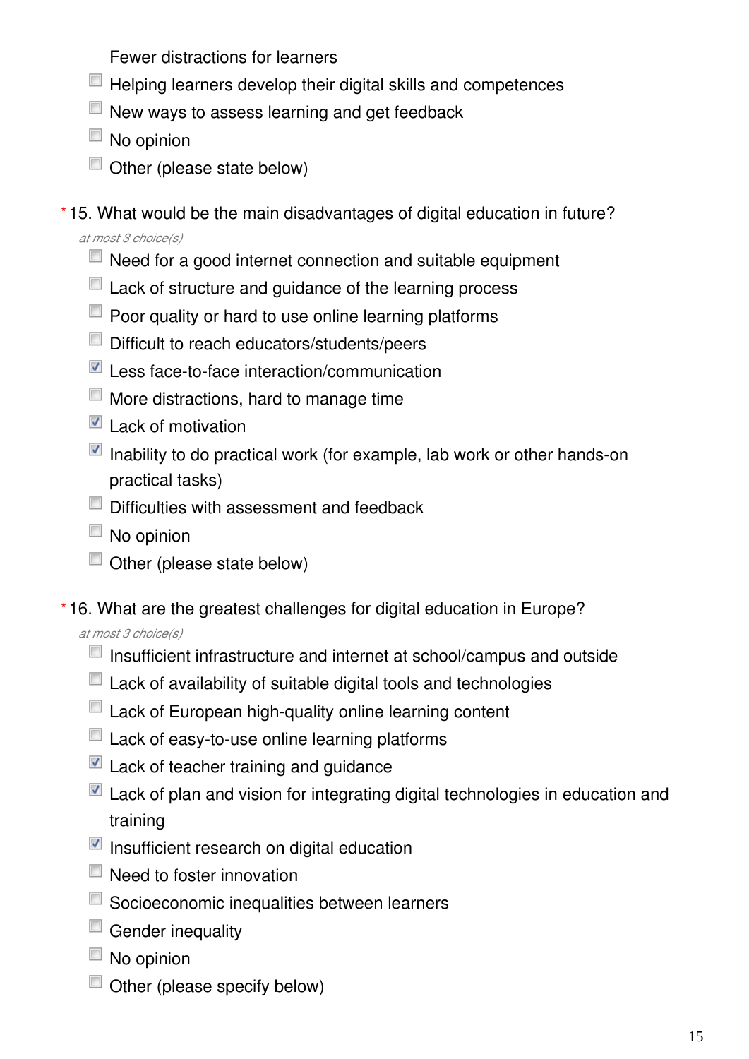Fewer distractions for learners

- [ ] Helping learners develop their digital skills and competences
- [ ] New ways to assess learning and get feedback
- [ ] No opinion
- [ ] Other (please state below)

\* 15. What would be the main disadvantages of digital education in future?

*at most 3 choice(s)*

- [ ] Need for a good internet connection and suitable equipment
- [ ] Lack of structure and guidance of the learning process
- [ ] Poor quality or hard to use online learning platforms
- [ ] Difficult to reach educators/students/peers
- [x] Less face-to-face interaction/communication
- [ ] More distractions, hard to manage time
- [x] Lack of motivation
- [x] Inability to do practical work (for example, lab work or other hands-on practical tasks)
- [ ] Difficulties with assessment and feedback
- [ ] No opinion
- [ ] Other (please state below)

\* 16. What are the greatest challenges for digital education in Europe?

*at most 3 choice(s)*

- [ ] Insufficient infrastructure and internet at school/campus and outside
- [ ] Lack of availability of suitable digital tools and technologies
- [ ] Lack of European high-quality online learning content
- [ ] Lack of easy-to-use online learning platforms
- [x] Lack of teacher training and guidance
- [x] Lack of plan and vision for integrating digital technologies in education and training
- [x] Insufficient research on digital education
- [ ] Need to foster innovation
- [ ] Socioeconomic inequalities between learners
- [ ] Gender inequality
- [ ] No opinion
- [ ] Other (please specify below)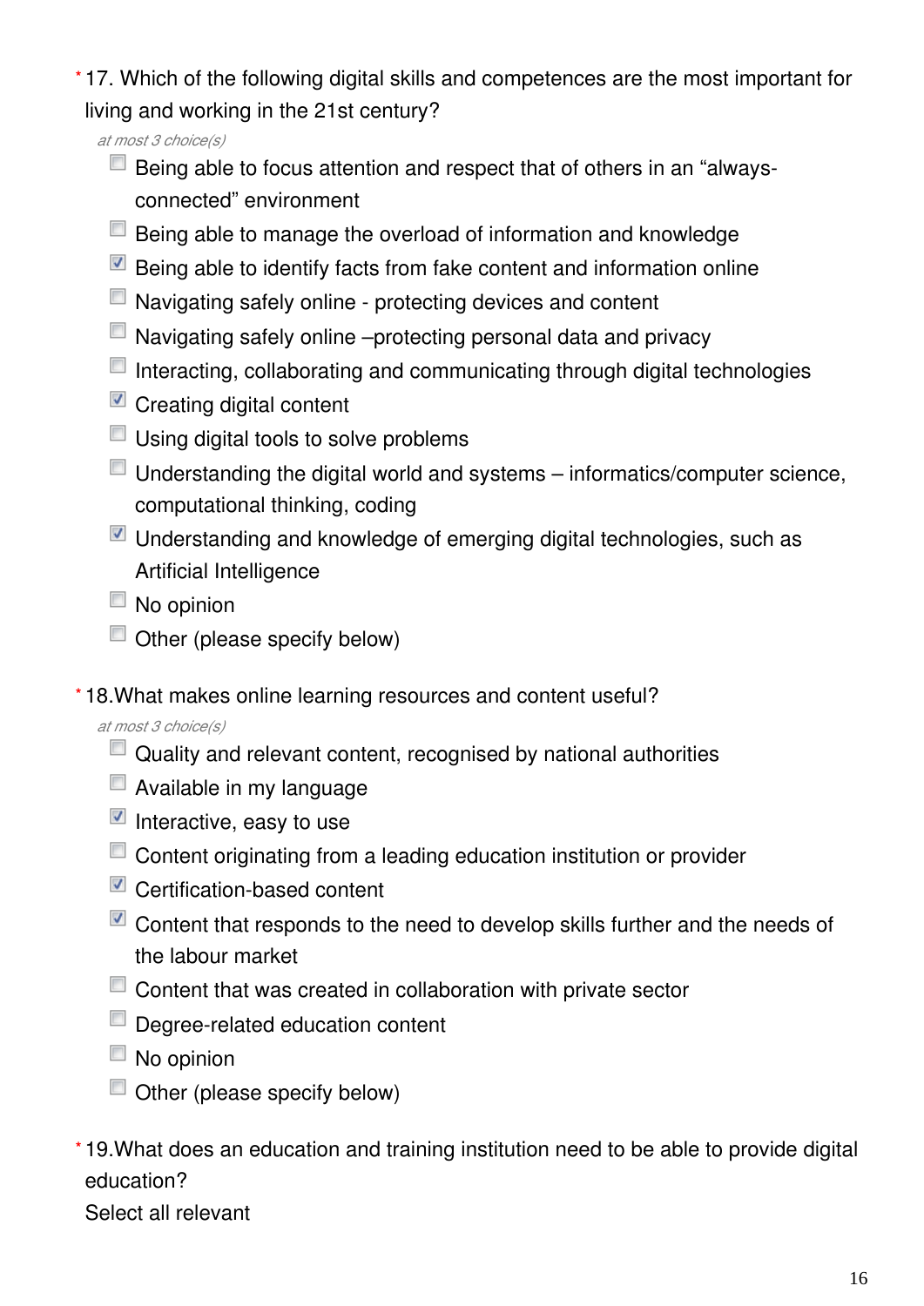\* 17. Which of the following digital skills and competences are the most important for living and working in the 21st century?

*at most 3 choice(s)*

- [ ] Being able to focus attention and respect that of others in an "always-connected" environment
- [ ] Being able to manage the overload of information and knowledge
- [x] Being able to identify facts from fake content and information online
- [ ] Navigating safely online - protecting devices and content
- [ ] Navigating safely online –protecting personal data and privacy
- [ ] Interacting, collaborating and communicating through digital technologies
- [x] Creating digital content
- [ ] Using digital tools to solve problems
- [ ] Understanding the digital world and systems – informatics/computer science, computational thinking, coding
- [x] Understanding and knowledge of emerging digital technologies, such as Artificial Intelligence
- [ ] No opinion
- [ ] Other (please specify below)

\* 18.What makes online learning resources and content useful?

*at most 3 choice(s)*

- [ ] Quality and relevant content, recognised by national authorities
- [ ] Available in my language
- [x] Interactive, easy to use
- [ ] Content originating from a leading education institution or provider
- [x] Certification-based content
- [x] Content that responds to the need to develop skills further and the needs of the labour market
- [ ] Content that was created in collaboration with private sector
- [ ] Degree-related education content
- [ ] No opinion
- [ ] Other (please specify below)

\* 19.What does an education and training institution need to be able to provide digital education?

Select all relevant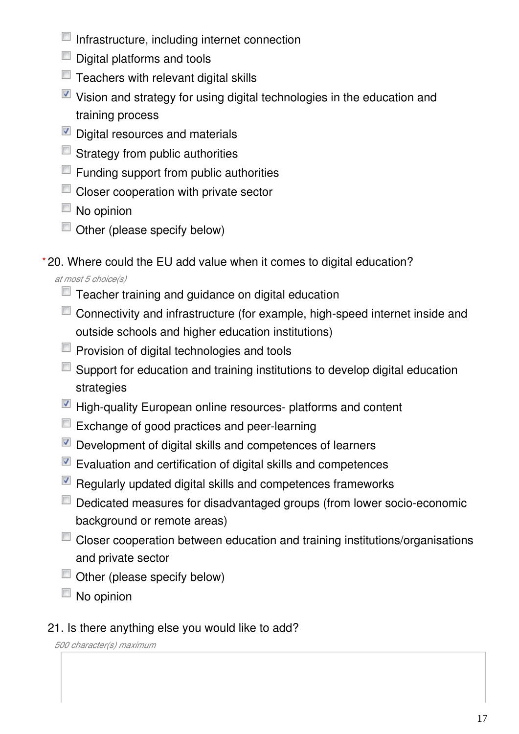- [ ] Infrastructure, including internet connection
- [ ] Digital platforms and tools
- [ ] Teachers with relevant digital skills
- [x] Vision and strategy for using digital technologies in the education and training process
- [x] Digital resources and materials
- [ ] Strategy from public authorities
- [ ] Funding support from public authorities
- [ ] Closer cooperation with private sector
- [ ] No opinion
- [ ] Other (please specify below)

*20. Where could the EU add value when it comes to digital education?

*at most 5 choice(s)*

- [ ] Teacher training and guidance on digital education
- [ ] Connectivity and infrastructure (for example, high-speed internet inside and outside schools and higher education institutions)
- [ ] Provision of digital technologies and tools
- [ ] Support for education and training institutions to develop digital education strategies
- [x] High-quality European online resources- platforms and content
- [ ] Exchange of good practices and peer-learning
- [x] Development of digital skills and competences of learners
- [x] Evaluation and certification of digital skills and competences
- [x] Regularly updated digital skills and competences frameworks
- [ ] Dedicated measures for disadvantaged groups (from lower socio-economic background or remote areas)
- [ ] Closer cooperation between education and training institutions/organisations and private sector
- [ ] Other (please specify below)
- [ ] No opinion

21. Is there anything else you would like to add?

*500 character(s) maximum*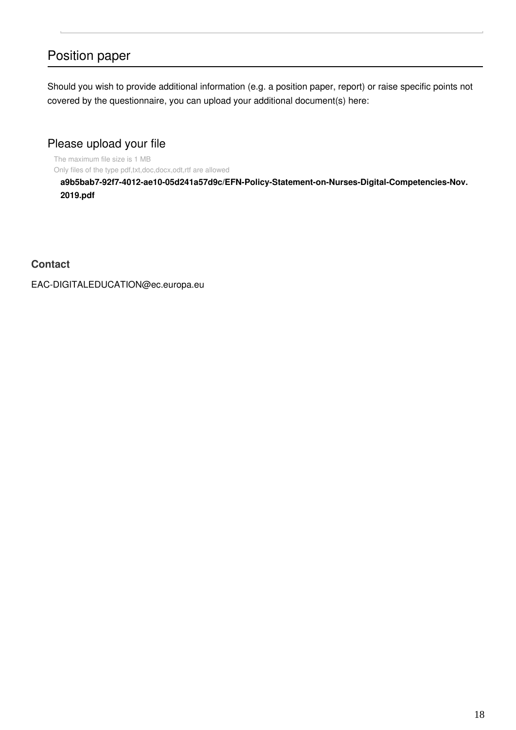## Position paper

Should you wish to provide additional information (e.g. a position paper, report) or raise specific points not covered by the questionnaire, you can upload your additional document(s) here:

### Please upload your file

The maximum file size is 1 MB
Only files of the type pdf,txt,doc,docx,odt,rtf are allowed

**a9b5bab7-92f7-4012-ae10-05d241a57d9c/EFN-Policy-Statement-on-Nurses-Digital-Competencies-Nov. 2019.pdf**

**Contact**

EAC-DIGITALEDUCATION@ec.europa.eu